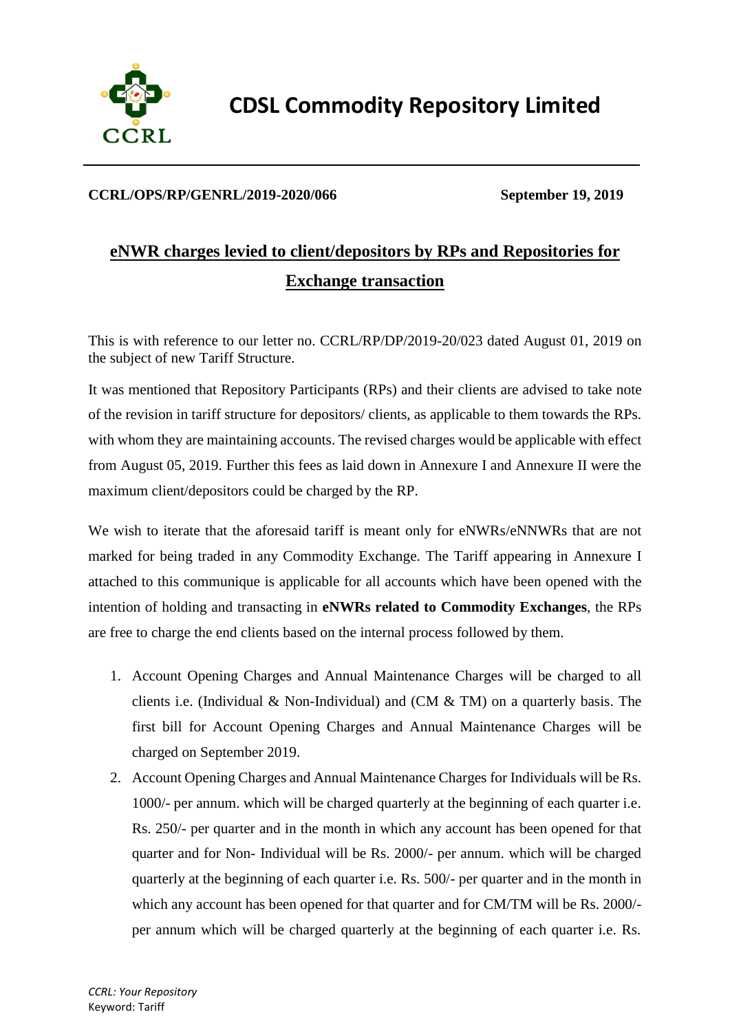# CDSL Commodity Repository Limited

**CCRL/OPS/RP/GENRL/2019-2020/066** **September 19, 2019**

## eNWR charges levied to client/depositors by RPs and Repositories for Exchange transaction

This is with reference to our letter no. CCRL/RP/DP/2019-20/023 dated August 01, 2019 on the subject of new Tariff Structure.

It was mentioned that Repository Participants (RPs) and their clients are advised to take note of the revision in tariff structure for depositors/ clients, as applicable to them towards the RPs. with whom they are maintaining accounts. The revised charges would be applicable with effect from August 05, 2019. Further this fees as laid down in Annexure I and Annexure II were the maximum client/depositors could be charged by the RP.

We wish to iterate that the aforesaid tariff is meant only for eNWRs/eNNWRs that are not marked for being traded in any Commodity Exchange. The Tariff appearing in Annexure I attached to this communique is applicable for all accounts which have been opened with the intention of holding and transacting in **eNWRs related to Commodity Exchanges**, the RPs are free to charge the end clients based on the internal process followed by them.

1. Account Opening Charges and Annual Maintenance Charges will be charged to all clients i.e. (Individual & Non-Individual) and (CM & TM) on a quarterly basis. The first bill for Account Opening Charges and Annual Maintenance Charges will be charged on September 2019.
2. Account Opening Charges and Annual Maintenance Charges for Individuals will be Rs. 1000/- per annum. which will be charged quarterly at the beginning of each quarter i.e. Rs. 250/- per quarter and in the month in which any account has been opened for that quarter and for Non- Individual will be Rs. 2000/- per annum. which will be charged quarterly at the beginning of each quarter i.e. Rs. 500/- per quarter and in the month in which any account has been opened for that quarter and for CM/TM will be Rs. 2000/- per annum which will be charged quarterly at the beginning of each quarter i.e. Rs.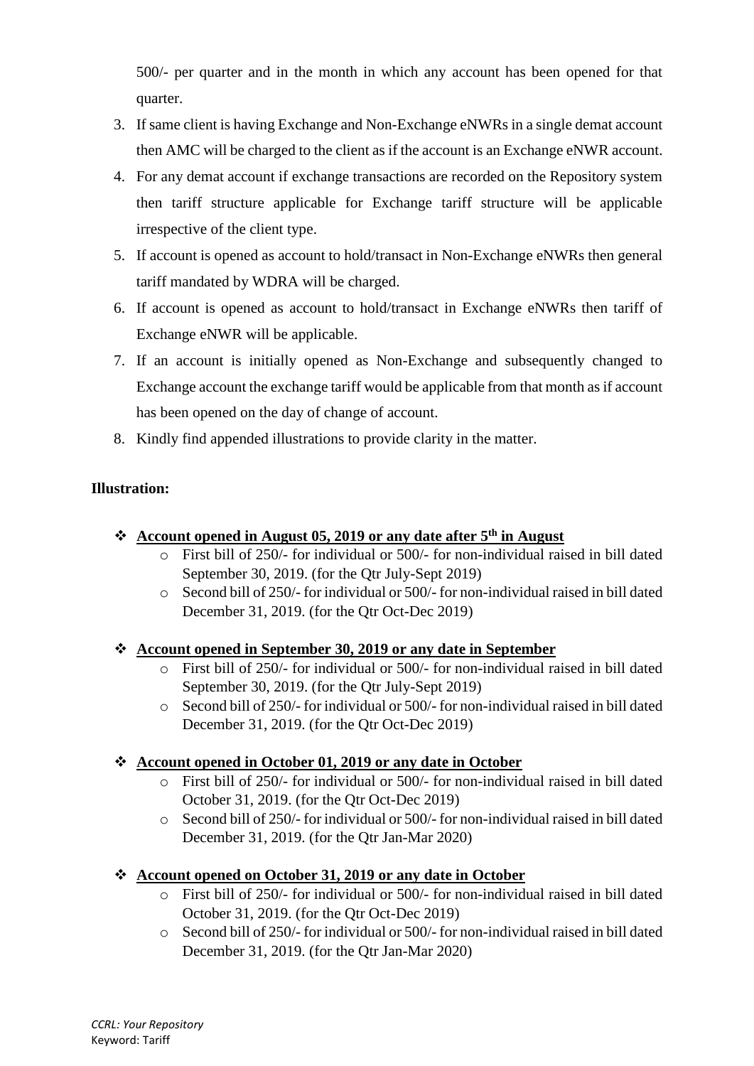500/- per quarter and in the month in which any account has been opened for that quarter.

3. If same client is having Exchange and Non-Exchange eNWRs in a single demat account then AMC will be charged to the client as if the account is an Exchange eNWR account.
4. For any demat account if exchange transactions are recorded on the Repository system then tariff structure applicable for Exchange tariff structure will be applicable irrespective of the client type.
5. If account is opened as account to hold/transact in Non-Exchange eNWRs then general tariff mandated by WDRA will be charged.
6. If account is opened as account to hold/transact in Exchange eNWRs then tariff of Exchange eNWR will be applicable.
7. If an account is initially opened as Non-Exchange and subsequently changed to Exchange account the exchange tariff would be applicable from that month as if account has been opened on the day of change of account.
8. Kindly find appended illustrations to provide clarity in the matter.

**Illustration:**

- **Account opened in August 05, 2019 or any date after 5th in August**
  - First bill of 250/- for individual or 500/- for non-individual raised in bill dated September 30, 2019. (for the Qtr July-Sept 2019)
  - Second bill of 250/- for individual or 500/- for non-individual raised in bill dated December 31, 2019. (for the Qtr Oct-Dec 2019)

- **Account opened in September 30, 2019 or any date in September**
  - First bill of 250/- for individual or 500/- for non-individual raised in bill dated September 30, 2019. (for the Qtr July-Sept 2019)
  - Second bill of 250/- for individual or 500/- for non-individual raised in bill dated December 31, 2019. (for the Qtr Oct-Dec 2019)

- **Account opened in October 01, 2019 or any date in October**
  - First bill of 250/- for individual or 500/- for non-individual raised in bill dated October 31, 2019. (for the Qtr Oct-Dec 2019)
  - Second bill of 250/- for individual or 500/- for non-individual raised in bill dated December 31, 2019. (for the Qtr Jan-Mar 2020)

- **Account opened on October 31, 2019 or any date in October**
  - First bill of 250/- for individual or 500/- for non-individual raised in bill dated October 31, 2019. (for the Qtr Oct-Dec 2019)
  - Second bill of 250/- for individual or 500/- for non-individual raised in bill dated December 31, 2019. (for the Qtr Jan-Mar 2020)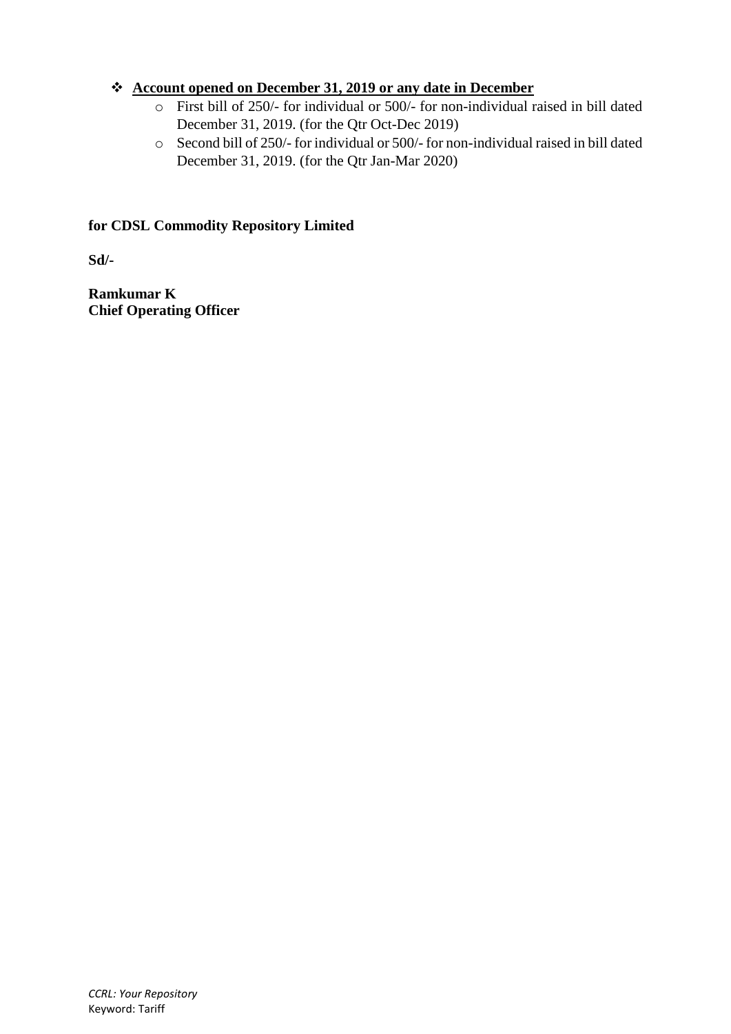- **<u>Account opened on December 31, 2019 or any date in December</u>**
    - First bill of 250/- for individual or 500/- for non-individual raised in bill dated December 31, 2019. (for the Qtr Oct-Dec 2019)
    - Second bill of 250/- for individual or 500/- for non-individual raised in bill dated December 31, 2019. (for the Qtr Jan-Mar 2020)

**for CDSL Commodity Repository Limited**

**Sd/-**

**Ramkumar K**
**Chief Operating Officer**

*CCRL: Your Repository*
Keyword: Tariff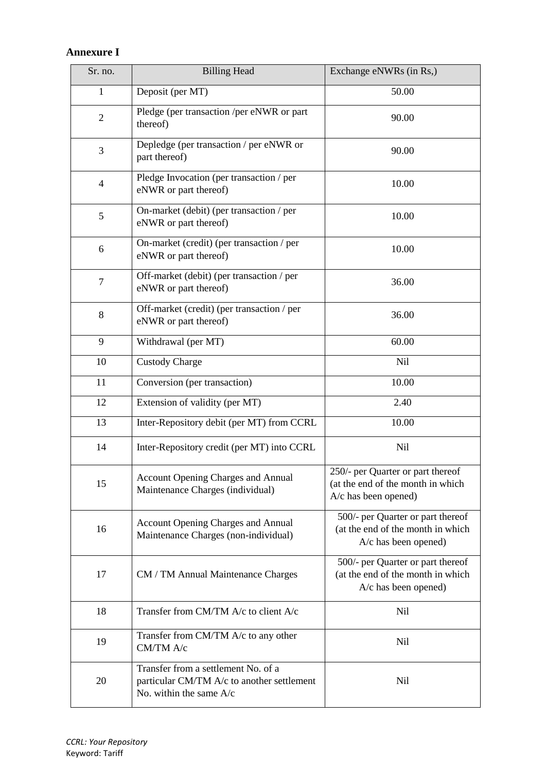**Annexure I**

| Sr. no. | Billing Head | Exchange eNWRs (in Rs,) |
|---|---|---|
| 1 | Deposit (per MT) | 50.00 |
| 2 | Pledge (per transaction /per eNWR or part thereof) | 90.00 |
| 3 | Depledge (per transaction / per eNWR or part thereof) | 90.00 |
| 4 | Pledge Invocation (per transaction / per eNWR or part thereof) | 10.00 |
| 5 | On-market (debit) (per transaction / per eNWR or part thereof) | 10.00 |
| 6 | On-market (credit) (per transaction / per eNWR or part thereof) | 10.00 |
| 7 | Off-market (debit) (per transaction / per eNWR or part thereof) | 36.00 |
| 8 | Off-market (credit) (per transaction / per eNWR or part thereof) | 36.00 |
| 9 | Withdrawal (per MT) | 60.00 |
| 10 | Custody Charge | Nil |
| 11 | Conversion (per transaction) | 10.00 |
| 12 | Extension of validity (per MT) | 2.40 |
| 13 | Inter-Repository debit (per MT) from CCRL | 10.00 |
| 14 | Inter-Repository credit (per MT) into CCRL | Nil |
| 15 | Account Opening Charges and Annual Maintenance Charges (individual) | 250/- per Quarter or part thereof (at the end of the month in which A/c has been opened) |
| 16 | Account Opening Charges and Annual Maintenance Charges (non-individual) | 500/- per Quarter or part thereof (at the end of the month in which A/c has been opened) |
| 17 | CM / TM Annual Maintenance Charges | 500/- per Quarter or part thereof (at the end of the month in which A/c has been opened) |
| 18 | Transfer from CM/TM A/c to client A/c | Nil |
| 19 | Transfer from CM/TM A/c to any other CM/TM A/c | Nil |
| 20 | Transfer from a settlement No. of a particular CM/TM A/c to another settlement No. within the same A/c | Nil |